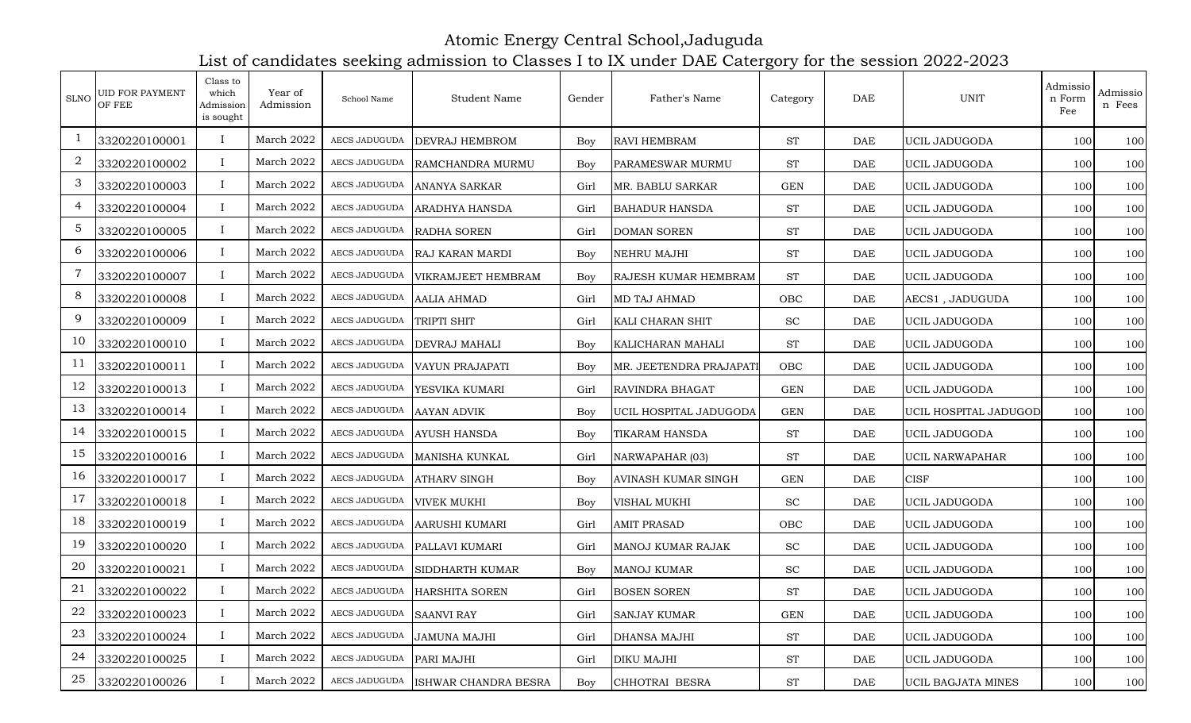# Atomic Energy Central School,Jaduguda

## List of candidates seeking admission to Classes I to IX under DAE Catergory for the session 2022-2023

| SLNO | UID FOR PAYMENT OF FEE | Class to which Admission is sought | Year of Admission | School Name | Student Name | Gender | Father's Name | Category | DAE | UNIT | Admission Form Fee | Admission Fees |
|---|---|---|---|---|---|---|---|---|---|---|---|---|
| 1 | 3320220100001 | I | March 2022 | AECS JADUGUDA | DEVRAJ HEMBROM | Boy | RAVI HEMBRAM | ST | DAE | UCIL JADUGODA | 100 | 100 |
| 2 | 3320220100002 | I | March 2022 | AECS JADUGUDA | RAMCHANDRA MURMU | Boy | PARAMESWAR MURMU | ST | DAE | UCIL JADUGODA | 100 | 100 |
| 3 | 3320220100003 | I | March 2022 | AECS JADUGUDA | ANANYA SARKAR | Girl | MR. BABLU SARKAR | GEN | DAE | UCIL JADUGODA | 100 | 100 |
| 4 | 3320220100004 | I | March 2022 | AECS JADUGUDA | ARADHYA HANSDA | Girl | BAHADUR HANSDA | ST | DAE | UCIL JADUGODA | 100 | 100 |
| 5 | 3320220100005 | I | March 2022 | AECS JADUGUDA | RADHA SOREN | Girl | DOMAN SOREN | ST | DAE | UCIL JADUGODA | 100 | 100 |
| 6 | 3320220100006 | I | March 2022 | AECS JADUGUDA | RAJ KARAN MARDI | Boy | NEHRU MAJHI | ST | DAE | UCIL JADUGODA | 100 | 100 |
| 7 | 3320220100007 | I | March 2022 | AECS JADUGUDA | VIKRAMJEET HEMBRAM | Boy | RAJESH KUMAR HEMBRAM | ST | DAE | UCIL JADUGODA | 100 | 100 |
| 8 | 3320220100008 | I | March 2022 | AECS JADUGUDA | AALIA AHMAD | Girl | MD TAJ AHMAD | OBC | DAE | AECS1 , JADUGUDA | 100 | 100 |
| 9 | 3320220100009 | I | March 2022 | AECS JADUGUDA | TRIPTI SHIT | Girl | KALI CHARAN SHIT | SC | DAE | UCIL JADUGODA | 100 | 100 |
| 10 | 3320220100010 | I | March 2022 | AECS JADUGUDA | DEVRAJ MAHALI | Boy | KALICHARAN MAHALI | ST | DAE | UCIL JADUGODA | 100 | 100 |
| 11 | 3320220100011 | I | March 2022 | AECS JADUGUDA | VAYUN PRAJAPATI | Boy | MR. JEETENDRA PRAJAPATI | OBC | DAE | UCIL JADUGODA | 100 | 100 |
| 12 | 3320220100013 | I | March 2022 | AECS JADUGUDA | YESVIKA KUMARI | Girl | RAVINDRA BHAGAT | GEN | DAE | UCIL JADUGODA | 100 | 100 |
| 13 | 3320220100014 | I | March 2022 | AECS JADUGUDA | AAYAN ADVIK | Boy | UCIL HOSPITAL JADUGODA | GEN | DAE | UCIL HOSPITAL JADUGOD | 100 | 100 |
| 14 | 3320220100015 | I | March 2022 | AECS JADUGUDA | AYUSH HANSDA | Boy | TIKARAM HANSDA | ST | DAE | UCIL JADUGODA | 100 | 100 |
| 15 | 3320220100016 | I | March 2022 | AECS JADUGUDA | MANISHA KUNKAL | Girl | NARWAPAHAR (03) | ST | DAE | UCIL NARWAPAHAR | 100 | 100 |
| 16 | 3320220100017 | I | March 2022 | AECS JADUGUDA | ATHARV SINGH | Boy | AVINASH KUMAR SINGH | GEN | DAE | CISF | 100 | 100 |
| 17 | 3320220100018 | I | March 2022 | AECS JADUGUDA | VIVEK MUKHI | Boy | VISHAL MUKHI | SC | DAE | UCIL JADUGODA | 100 | 100 |
| 18 | 3320220100019 | I | March 2022 | AECS JADUGUDA | AARUSHI KUMARI | Girl | AMIT PRASAD | OBC | DAE | UCIL JADUGODA | 100 | 100 |
| 19 | 3320220100020 | I | March 2022 | AECS JADUGUDA | PALLAVI KUMARI | Girl | MANOJ KUMAR RAJAK | SC | DAE | UCIL JADUGODA | 100 | 100 |
| 20 | 3320220100021 | I | March 2022 | AECS JADUGUDA | SIDDHARTH KUMAR | Boy | MANOJ KUMAR | SC | DAE | UCIL JADUGODA | 100 | 100 |
| 21 | 3320220100022 | I | March 2022 | AECS JADUGUDA | HARSHITA SOREN | Girl | BOSEN SOREN | ST | DAE | UCIL JADUGODA | 100 | 100 |
| 22 | 3320220100023 | I | March 2022 | AECS JADUGUDA | SAANVI RAY | Girl | SANJAY KUMAR | GEN | DAE | UCIL JADUGODA | 100 | 100 |
| 23 | 3320220100024 | I | March 2022 | AECS JADUGUDA | JAMUNA MAJHI | Girl | DHANSA MAJHI | ST | DAE | UCIL JADUGODA | 100 | 100 |
| 24 | 3320220100025 | I | March 2022 | AECS JADUGUDA | PARI MAJHI | Girl | DIKU MAJHI | ST | DAE | UCIL JADUGODA | 100 | 100 |
| 25 | 3320220100026 | I | March 2022 | AECS JADUGUDA | ISHWAR CHANDRA BESRA | Boy | CHHOTRAI BESRA | ST | DAE | UCIL BAGJATA MINES | 100 | 100 |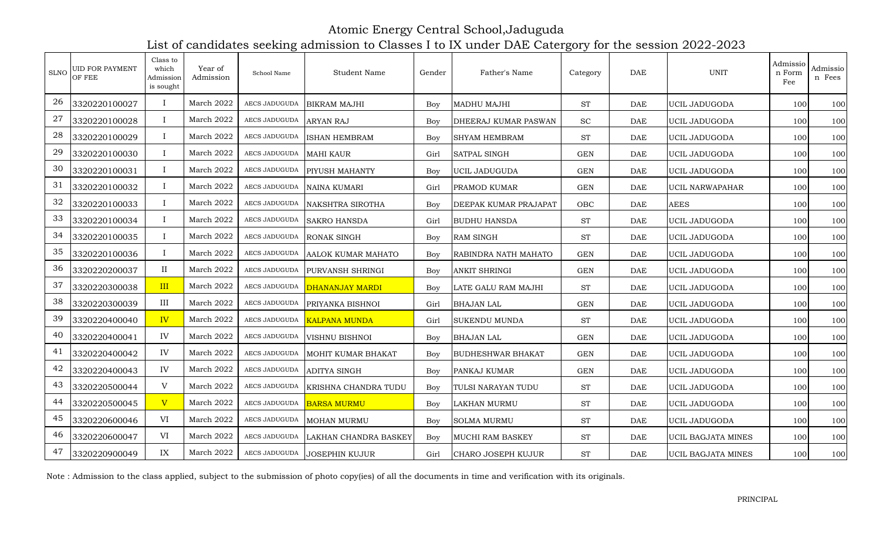# Atomic Energy Central School,Jaduguda

## List of candidates seeking admission to Classes I to IX under DAE Catergory for the session 2022-2023

| SLNO | UID FOR PAYMENT OF FEE | Class to which Admission is sought | Year of Admission | School Name | Student Name | Gender | Father's Name | Category | DAE | UNIT | Admission Form Fee | Admission Fees |
|---|---|---|---|---|---|---|---|---|---|---|---|---|
| 26 | 3320220100027 | I | March 2022 | AECS JADUGUDA | BIKRAM MAJHI | Boy | MADHU MAJHI | ST | DAE | UCIL JADUGODA | 100 | 100 |
| 27 | 3320220100028 | I | March 2022 | AECS JADUGUDA | ARYAN RAJ | Boy | DHEERAJ KUMAR PASWAN | SC | DAE | UCIL JADUGODA | 100 | 100 |
| 28 | 3320220100029 | I | March 2022 | AECS JADUGUDA | ISHAN HEMBRAM | Boy | SHYAM HEMBRAM | ST | DAE | UCIL JADUGODA | 100 | 100 |
| 29 | 3320220100030 | I | March 2022 | AECS JADUGUDA | MAHI KAUR | Girl | SATPAL SINGH | GEN | DAE | UCIL JADUGODA | 100 | 100 |
| 30 | 3320220100031 | I | March 2022 | AECS JADUGUDA | PIYUSH MAHANTY | Boy | UCIL JADUGUDA | GEN | DAE | UCIL JADUGODA | 100 | 100 |
| 31 | 3320220100032 | I | March 2022 | AECS JADUGUDA | NAINA KUMARI | Girl | PRAMOD KUMAR | GEN | DAE | UCIL NARWAPAHAR | 100 | 100 |
| 32 | 3320220100033 | I | March 2022 | AECS JADUGUDA | NAKSHTRA SIROTHA | Boy | DEEPAK KUMAR PRAJAPAT | OBC | DAE | AEES | 100 | 100 |
| 33 | 3320220100034 | I | March 2022 | AECS JADUGUDA | SAKRO HANSDA | Girl | BUDHU HANSDA | ST | DAE | UCIL JADUGODA | 100 | 100 |
| 34 | 3320220100035 | I | March 2022 | AECS JADUGUDA | RONAK SINGH | Boy | RAM SINGH | ST | DAE | UCIL JADUGODA | 100 | 100 |
| 35 | 3320220100036 | I | March 2022 | AECS JADUGUDA | AALOK KUMAR MAHATO | Boy | RABINDRA NATH MAHATO | GEN | DAE | UCIL JADUGODA | 100 | 100 |
| 36 | 3320220200037 | II | March 2022 | AECS JADUGUDA | PURVANSH SHRINGI | Boy | ANKIT SHRINGI | GEN | DAE | UCIL JADUGODA | 100 | 100 |
| 37 | 3320220300038 | III | March 2022 | AECS JADUGUDA | DHANANJAY MARDI | Boy | LATE GALU RAM MAJHI | ST | DAE | UCIL JADUGODA | 100 | 100 |
| 38 | 3320220300039 | III | March 2022 | AECS JADUGUDA | PRIYANKA BISHNOI | Girl | BHAJAN LAL | GEN | DAE | UCIL JADUGODA | 100 | 100 |
| 39 | 3320220400040 | IV | March 2022 | AECS JADUGUDA | KALPANA MUNDA | Girl | SUKENDU MUNDA | ST | DAE | UCIL JADUGODA | 100 | 100 |
| 40 | 3320220400041 | IV | March 2022 | AECS JADUGUDA | VISHNU BISHNOI | Boy | BHAJAN LAL | GEN | DAE | UCIL JADUGODA | 100 | 100 |
| 41 | 3320220400042 | IV | March 2022 | AECS JADUGUDA | MOHIT KUMAR BHAKAT | Boy | BUDHESHWAR BHAKAT | GEN | DAE | UCIL JADUGODA | 100 | 100 |
| 42 | 3320220400043 | IV | March 2022 | AECS JADUGUDA | ADITYA SINGH | Boy | PANKAJ KUMAR | GEN | DAE | UCIL JADUGODA | 100 | 100 |
| 43 | 3320220500044 | V | March 2022 | AECS JADUGUDA | KRISHNA CHANDRA TUDU | Boy | TULSI NARAYAN TUDU | ST | DAE | UCIL JADUGODA | 100 | 100 |
| 44 | 3320220500045 | V | March 2022 | AECS JADUGUDA | BARSA MURMU | Boy | LAKHAN MURMU | ST | DAE | UCIL JADUGODA | 100 | 100 |
| 45 | 3320220600046 | VI | March 2022 | AECS JADUGUDA | MOHAN MURMU | Boy | SOLMA MURMU | ST | DAE | UCIL JADUGODA | 100 | 100 |
| 46 | 3320220600047 | VI | March 2022 | AECS JADUGUDA | LAKHAN CHANDRA BASKEY | Boy | MUCHI RAM BASKEY | ST | DAE | UCIL BAGJATA MINES | 100 | 100 |
| 47 | 3320220900049 | IX | March 2022 | AECS JADUGUDA | JOSEPHIN KUJUR | Girl | CHARO JOSEPH KUJUR | ST | DAE | UCIL BAGJATA MINES | 100 | 100 |

Note : Admission to the class applied, subject to the submission of photo copy(ies) of all the documents in time and verification with its originals.

PRINCIPAL